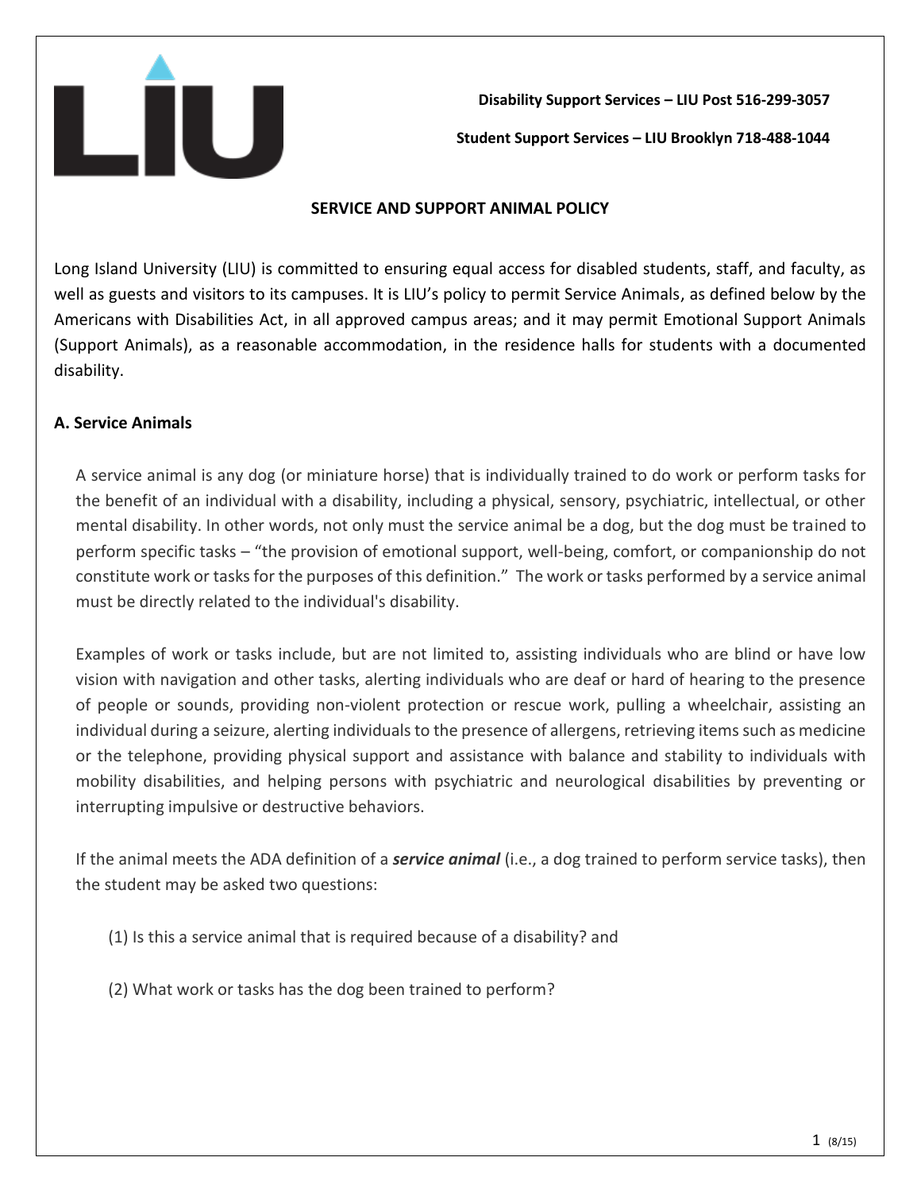**Disability Support Services – LIU Post 516-299-3057**

**Student Support Services – LIU Brooklyn 718-488-1044**

# SERVICE AND SUPPORT ANIMAL POLICY

Long Island University (LIU) is committed to ensuring equal access for disabled students, staff, and faculty, as well as guests and visitors to its campuses. It is LIU's policy to permit Service Animals, as defined below by the Americans with Disabilities Act, in all approved campus areas; and it may permit Emotional Support Animals (Support Animals), as a reasonable accommodation, in the residence halls for students with a documented disability.

## A. Service Animals

A service animal is any dog (or miniature horse) that is individually trained to do work or perform tasks for the benefit of an individual with a disability, including a physical, sensory, psychiatric, intellectual, or other mental disability. In other words, not only must the service animal be a dog, but the dog must be trained to perform specific tasks – "the provision of emotional support, well-being, comfort, or companionship do not constitute work or tasks for the purposes of this definition." The work or tasks performed by a service animal must be directly related to the individual's disability.

Examples of work or tasks include, but are not limited to, assisting individuals who are blind or have low vision with navigation and other tasks, alerting individuals who are deaf or hard of hearing to the presence of people or sounds, providing non-violent protection or rescue work, pulling a wheelchair, assisting an individual during a seizure, alerting individuals to the presence of allergens, retrieving items such as medicine or the telephone, providing physical support and assistance with balance and stability to individuals with mobility disabilities, and helping persons with psychiatric and neurological disabilities by preventing or interrupting impulsive or destructive behaviors.

If the animal meets the ADA definition of a ***service animal*** (i.e., a dog trained to perform service tasks), then the student may be asked two questions:

(1) Is this a service animal that is required because of a disability? and

(2) What work or tasks has the dog been trained to perform?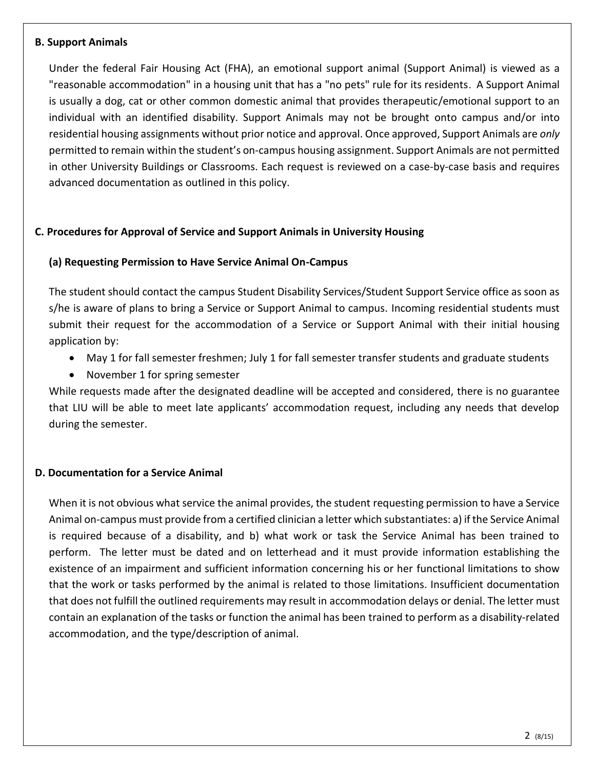### B. Support Animals

Under the federal Fair Housing Act (FHA), an emotional support animal (Support Animal) is viewed as a "reasonable accommodation" in a housing unit that has a "no pets" rule for its residents. A Support Animal is usually a dog, cat or other common domestic animal that provides therapeutic/emotional support to an individual with an identified disability. Support Animals may not be brought onto campus and/or into residential housing assignments without prior notice and approval. Once approved, Support Animals are *only* permitted to remain within the student's on-campus housing assignment. Support Animals are not permitted in other University Buildings or Classrooms. Each request is reviewed on a case-by-case basis and requires advanced documentation as outlined in this policy.

### C. Procedures for Approval of Service and Support Animals in University Housing

#### (a) Requesting Permission to Have Service Animal On-Campus

The student should contact the campus Student Disability Services/Student Support Service office as soon as s/he is aware of plans to bring a Service or Support Animal to campus. Incoming residential students must submit their request for the accommodation of a Service or Support Animal with their initial housing application by:

- May 1 for fall semester freshmen; July 1 for fall semester transfer students and graduate students
- November 1 for spring semester

While requests made after the designated deadline will be accepted and considered, there is no guarantee that LIU will be able to meet late applicants' accommodation request, including any needs that develop during the semester.

### D. Documentation for a Service Animal

When it is not obvious what service the animal provides, the student requesting permission to have a Service Animal on-campus must provide from a certified clinician a letter which substantiates: a) if the Service Animal is required because of a disability, and b) what work or task the Service Animal has been trained to perform. The letter must be dated and on letterhead and it must provide information establishing the existence of an impairment and sufficient information concerning his or her functional limitations to show that the work or tasks performed by the animal is related to those limitations. Insufficient documentation that does not fulfill the outlined requirements may result in accommodation delays or denial. The letter must contain an explanation of the tasks or function the animal has been trained to perform as a disability-related accommodation, and the type/description of animal.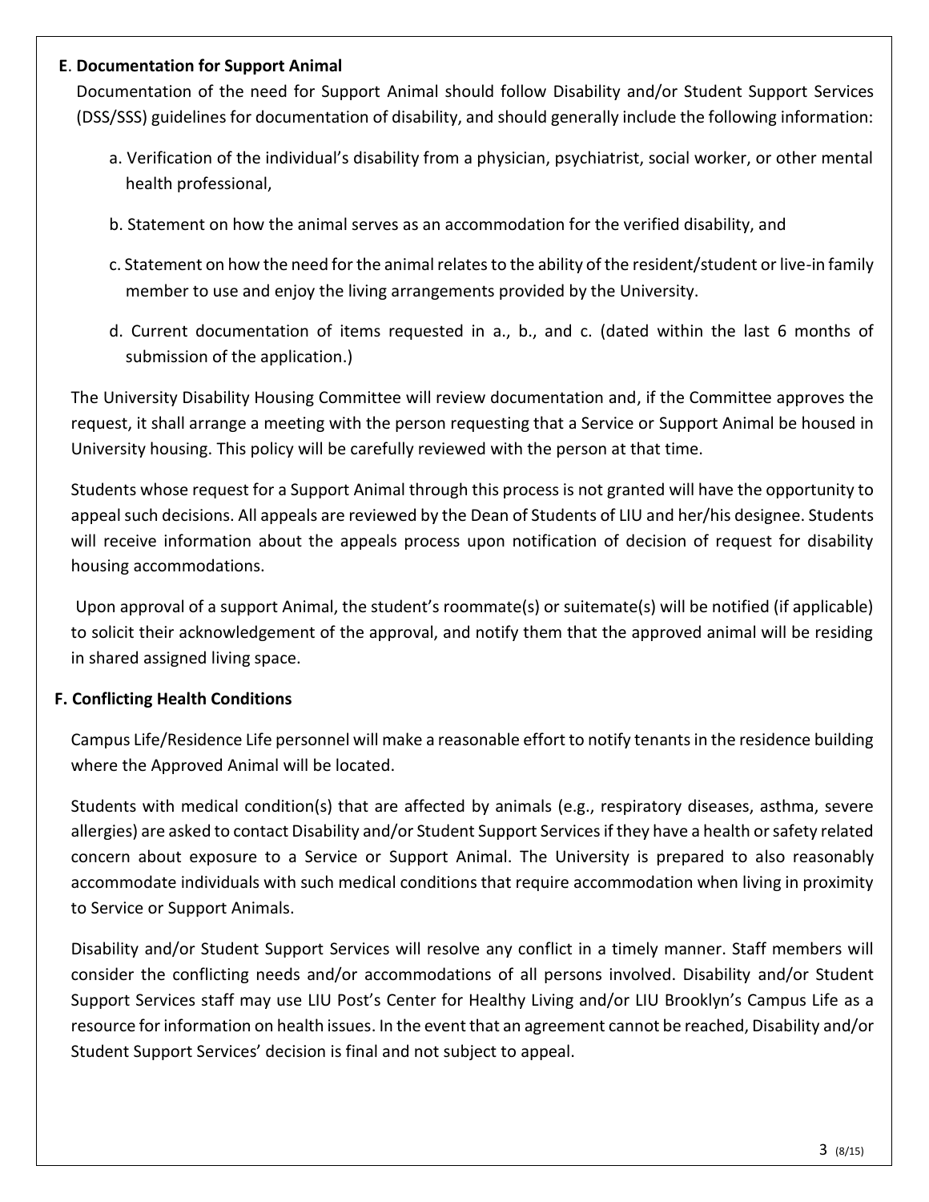**E. Documentation for Support Animal**

Documentation of the need for Support Animal should follow Disability and/or Student Support Services (DSS/SSS) guidelines for documentation of disability, and should generally include the following information:

a. Verification of the individual's disability from a physician, psychiatrist, social worker, or other mental health professional,

b. Statement on how the animal serves as an accommodation for the verified disability, and

c. Statement on how the need for the animal relates to the ability of the resident/student or live-in family member to use and enjoy the living arrangements provided by the University.

d. Current documentation of items requested in a., b., and c. (dated within the last 6 months of submission of the application.)

The University Disability Housing Committee will review documentation and, if the Committee approves the request, it shall arrange a meeting with the person requesting that a Service or Support Animal be housed in University housing. This policy will be carefully reviewed with the person at that time.

Students whose request for a Support Animal through this process is not granted will have the opportunity to appeal such decisions. All appeals are reviewed by the Dean of Students of LIU and her/his designee. Students will receive information about the appeals process upon notification of decision of request for disability housing accommodations.

Upon approval of a support Animal, the student's roommate(s) or suitemate(s) will be notified (if applicable) to solicit their acknowledgement of the approval, and notify them that the approved animal will be residing in shared assigned living space.

**F. Conflicting Health Conditions**

Campus Life/Residence Life personnel will make a reasonable effort to notify tenants in the residence building where the Approved Animal will be located.

Students with medical condition(s) that are affected by animals (e.g., respiratory diseases, asthma, severe allergies) are asked to contact Disability and/or Student Support Services if they have a health or safety related concern about exposure to a Service or Support Animal. The University is prepared to also reasonably accommodate individuals with such medical conditions that require accommodation when living in proximity to Service or Support Animals.

Disability and/or Student Support Services will resolve any conflict in a timely manner. Staff members will consider the conflicting needs and/or accommodations of all persons involved. Disability and/or Student Support Services staff may use LIU Post's Center for Healthy Living and/or LIU Brooklyn's Campus Life as a resource for information on health issues. In the event that an agreement cannot be reached, Disability and/or Student Support Services' decision is final and not subject to appeal.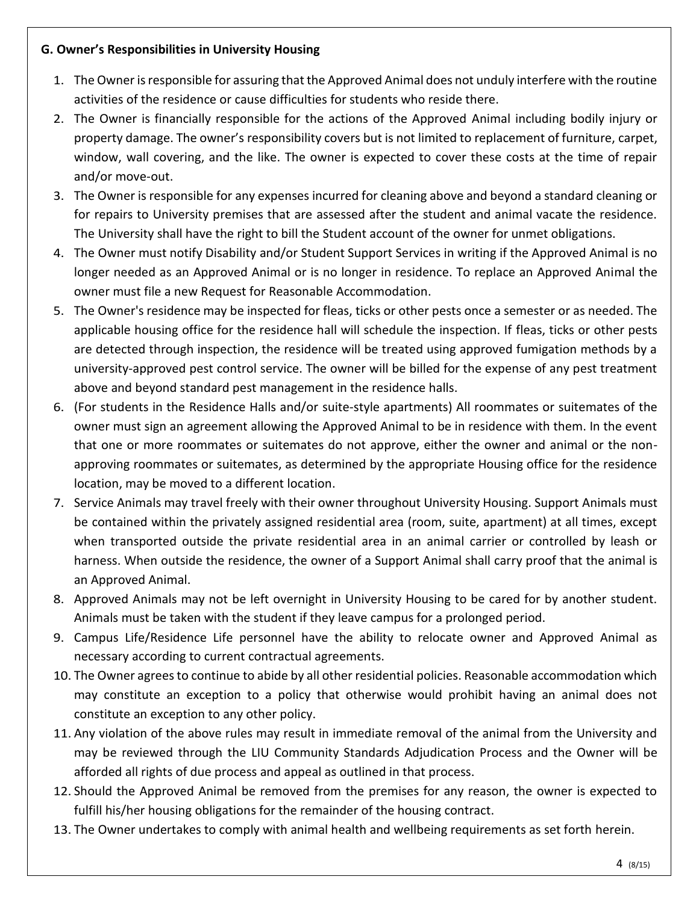**G. Owner's Responsibilities in University Housing**

1. The Owner is responsible for assuring that the Approved Animal does not unduly interfere with the routine activities of the residence or cause difficulties for students who reside there.
2. The Owner is financially responsible for the actions of the Approved Animal including bodily injury or property damage. The owner's responsibility covers but is not limited to replacement of furniture, carpet, window, wall covering, and the like. The owner is expected to cover these costs at the time of repair and/or move-out.
3. The Owner is responsible for any expenses incurred for cleaning above and beyond a standard cleaning or for repairs to University premises that are assessed after the student and animal vacate the residence. The University shall have the right to bill the Student account of the owner for unmet obligations.
4. The Owner must notify Disability and/or Student Support Services in writing if the Approved Animal is no longer needed as an Approved Animal or is no longer in residence. To replace an Approved Animal the owner must file a new Request for Reasonable Accommodation.
5. The Owner's residence may be inspected for fleas, ticks or other pests once a semester or as needed. The applicable housing office for the residence hall will schedule the inspection. If fleas, ticks or other pests are detected through inspection, the residence will be treated using approved fumigation methods by a university-approved pest control service. The owner will be billed for the expense of any pest treatment above and beyond standard pest management in the residence halls.
6. (For students in the Residence Halls and/or suite-style apartments) All roommates or suitemates of the owner must sign an agreement allowing the Approved Animal to be in residence with them. In the event that one or more roommates or suitemates do not approve, either the owner and animal or the non-approving roommates or suitemates, as determined by the appropriate Housing office for the residence location, may be moved to a different location.
7. Service Animals may travel freely with their owner throughout University Housing. Support Animals must be contained within the privately assigned residential area (room, suite, apartment) at all times, except when transported outside the private residential area in an animal carrier or controlled by leash or harness. When outside the residence, the owner of a Support Animal shall carry proof that the animal is an Approved Animal.
8. Approved Animals may not be left overnight in University Housing to be cared for by another student. Animals must be taken with the student if they leave campus for a prolonged period.
9. Campus Life/Residence Life personnel have the ability to relocate owner and Approved Animal as necessary according to current contractual agreements.
10. The Owner agrees to continue to abide by all other residential policies. Reasonable accommodation which may constitute an exception to a policy that otherwise would prohibit having an animal does not constitute an exception to any other policy.
11. Any violation of the above rules may result in immediate removal of the animal from the University and may be reviewed through the LIU Community Standards Adjudication Process and the Owner will be afforded all rights of due process and appeal as outlined in that process.
12. Should the Approved Animal be removed from the premises for any reason, the owner is expected to fulfill his/her housing obligations for the remainder of the housing contract.
13. The Owner undertakes to comply with animal health and wellbeing requirements as set forth herein.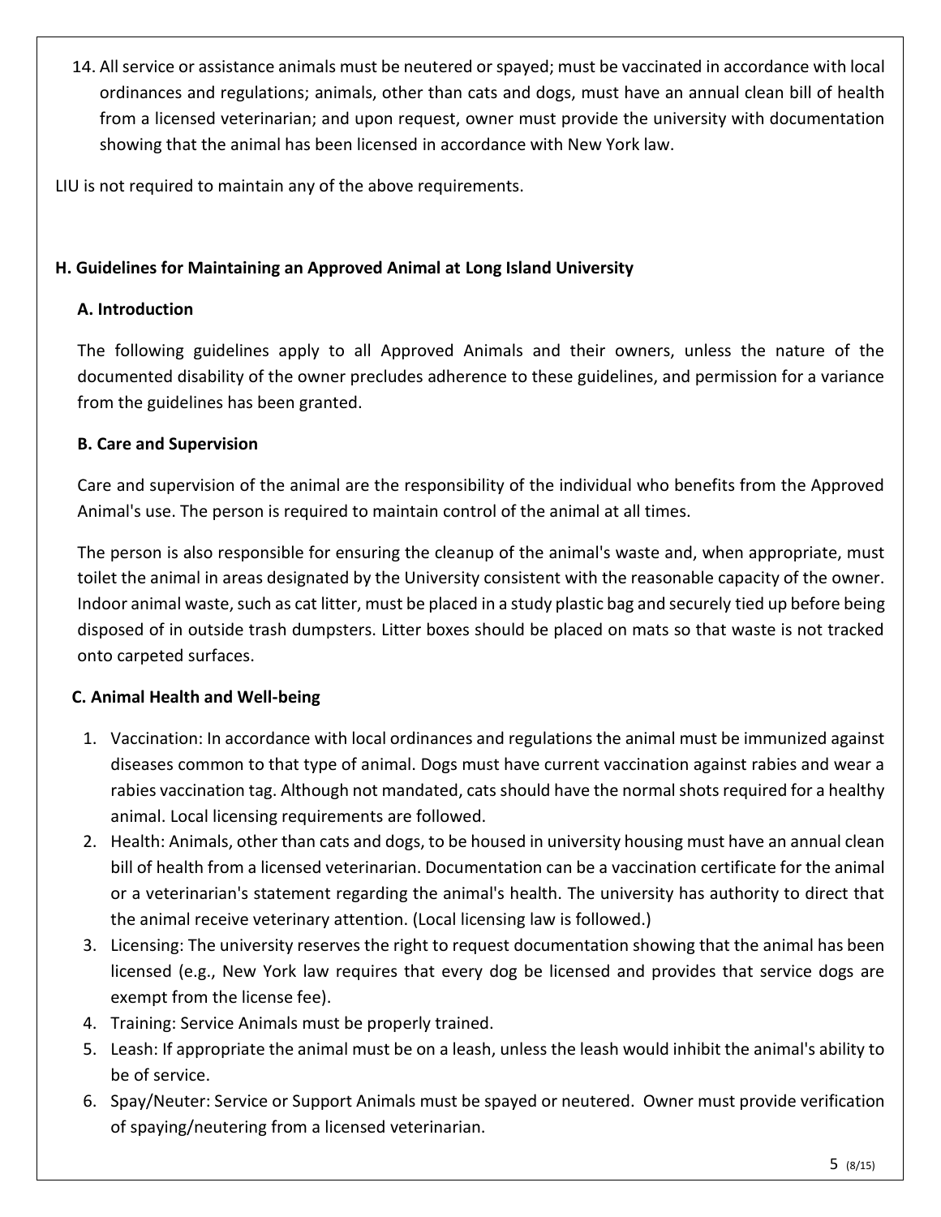14. All service or assistance animals must be neutered or spayed; must be vaccinated in accordance with local ordinances and regulations; animals, other than cats and dogs, must have an annual clean bill of health from a licensed veterinarian; and upon request, owner must provide the university with documentation showing that the animal has been licensed in accordance with New York law.

LIU is not required to maintain any of the above requirements.

## H. Guidelines for Maintaining an Approved Animal at Long Island University

### A. Introduction

The following guidelines apply to all Approved Animals and their owners, unless the nature of the documented disability of the owner precludes adherence to these guidelines, and permission for a variance from the guidelines has been granted.

### B. Care and Supervision

Care and supervision of the animal are the responsibility of the individual who benefits from the Approved Animal's use. The person is required to maintain control of the animal at all times.

The person is also responsible for ensuring the cleanup of the animal's waste and, when appropriate, must toilet the animal in areas designated by the University consistent with the reasonable capacity of the owner. Indoor animal waste, such as cat litter, must be placed in a study plastic bag and securely tied up before being disposed of in outside trash dumpsters. Litter boxes should be placed on mats so that waste is not tracked onto carpeted surfaces.

### C. Animal Health and Well-being

1. Vaccination: In accordance with local ordinances and regulations the animal must be immunized against diseases common to that type of animal. Dogs must have current vaccination against rabies and wear a rabies vaccination tag. Although not mandated, cats should have the normal shots required for a healthy animal. Local licensing requirements are followed.
2. Health: Animals, other than cats and dogs, to be housed in university housing must have an annual clean bill of health from a licensed veterinarian. Documentation can be a vaccination certificate for the animal or a veterinarian's statement regarding the animal's health. The university has authority to direct that the animal receive veterinary attention. (Local licensing law is followed.)
3. Licensing: The university reserves the right to request documentation showing that the animal has been licensed (e.g., New York law requires that every dog be licensed and provides that service dogs are exempt from the license fee).
4. Training: Service Animals must be properly trained.
5. Leash: If appropriate the animal must be on a leash, unless the leash would inhibit the animal's ability to be of service.
6. Spay/Neuter: Service or Support Animals must be spayed or neutered. Owner must provide verification of spaying/neutering from a licensed veterinarian.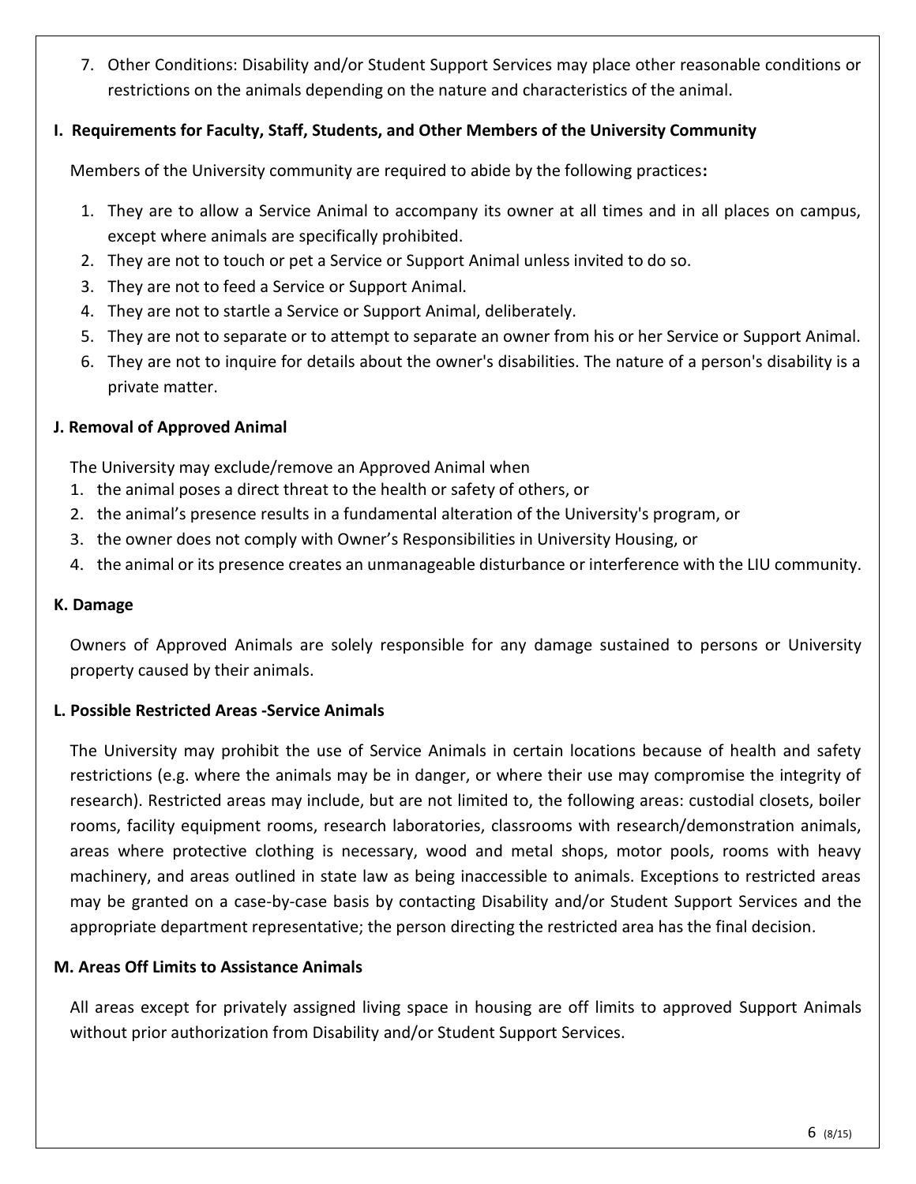7. Other Conditions: Disability and/or Student Support Services may place other reasonable conditions or restrictions on the animals depending on the nature and characteristics of the animal.

### I. Requirements for Faculty, Staff, Students, and Other Members of the University Community

Members of the University community are required to abide by the following practices**:**

1. They are to allow a Service Animal to accompany its owner at all times and in all places on campus, except where animals are specifically prohibited.
2. They are not to touch or pet a Service or Support Animal unless invited to do so.
3. They are not to feed a Service or Support Animal.
4. They are not to startle a Service or Support Animal, deliberately.
5. They are not to separate or to attempt to separate an owner from his or her Service or Support Animal.
6. They are not to inquire for details about the owner's disabilities. The nature of a person's disability is a private matter.

### J. Removal of Approved Animal

The University may exclude/remove an Approved Animal when

1. the animal poses a direct threat to the health or safety of others, or
2. the animal's presence results in a fundamental alteration of the University's program, or
3. the owner does not comply with Owner's Responsibilities in University Housing, or
4. the animal or its presence creates an unmanageable disturbance or interference with the LIU community.

### K. Damage

Owners of Approved Animals are solely responsible for any damage sustained to persons or University property caused by their animals.

### L. Possible Restricted Areas -Service Animals

The University may prohibit the use of Service Animals in certain locations because of health and safety restrictions (e.g. where the animals may be in danger, or where their use may compromise the integrity of research). Restricted areas may include, but are not limited to, the following areas: custodial closets, boiler rooms, facility equipment rooms, research laboratories, classrooms with research/demonstration animals, areas where protective clothing is necessary, wood and metal shops, motor pools, rooms with heavy machinery, and areas outlined in state law as being inaccessible to animals. Exceptions to restricted areas may be granted on a case-by-case basis by contacting Disability and/or Student Support Services and the appropriate department representative; the person directing the restricted area has the final decision.

### M. Areas Off Limits to Assistance Animals

All areas except for privately assigned living space in housing are off limits to approved Support Animals without prior authorization from Disability and/or Student Support Services.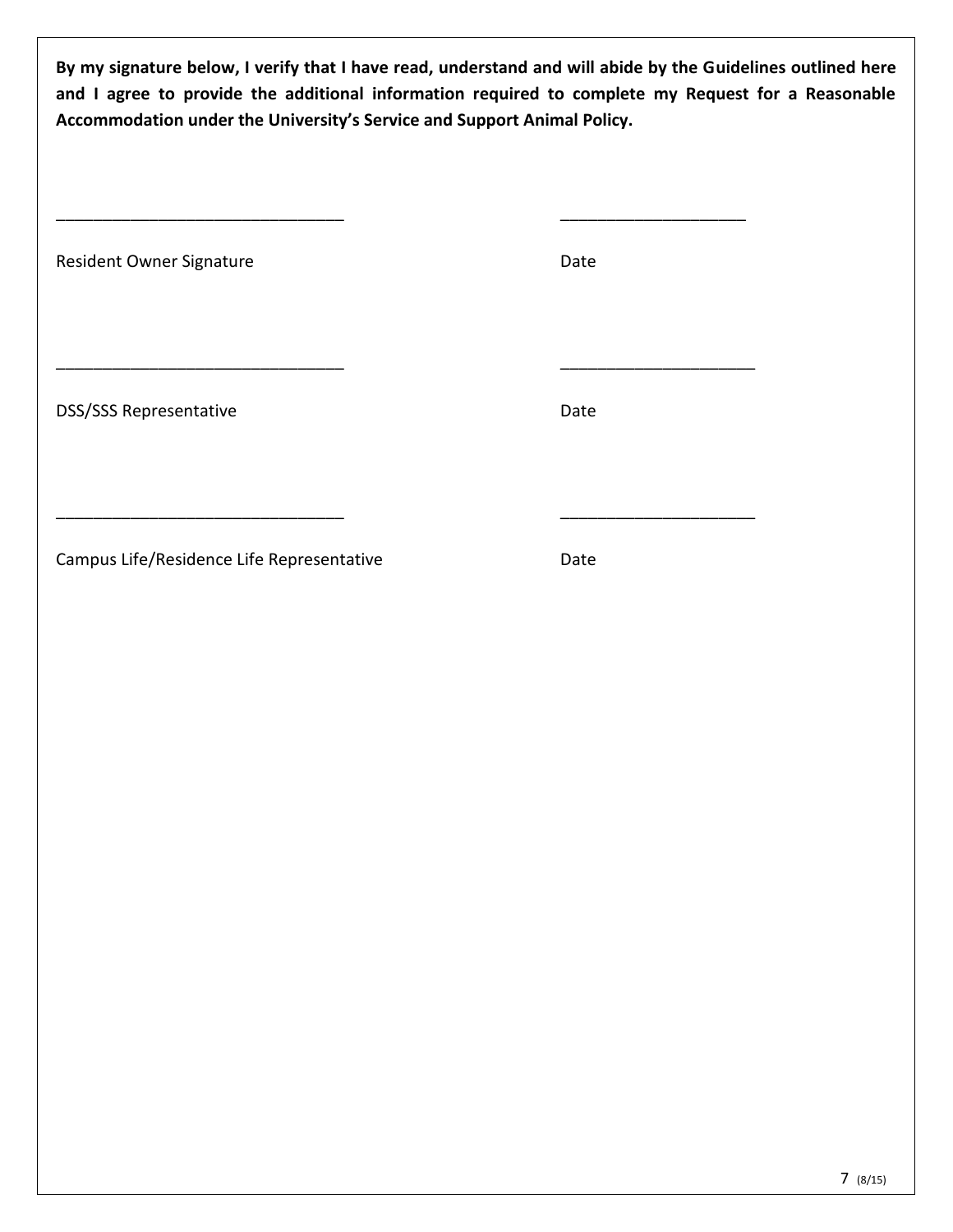**By my signature below, I verify that I have read, understand and will abide by the Guidelines outlined here and I agree to provide the additional information required to complete my Request for a Reasonable Accommodation under the University's Service and Support Animal Policy.**

________________________________ ____________________

Resident Owner Signature Date

________________________________ ____________________

DSS/SSS Representative Date

________________________________ ____________________

Campus Life/Residence Life Representative Date

(8/15)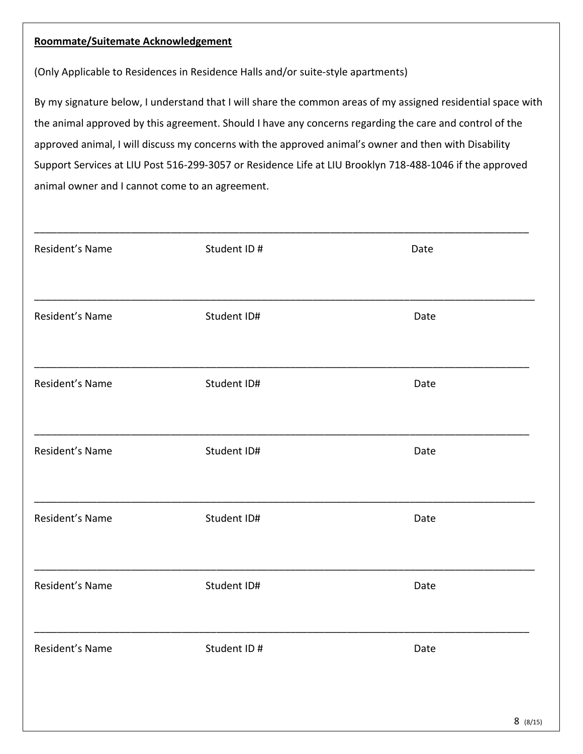**Roommate/Suitemate Acknowledgement**

(Only Applicable to Residences in Residence Halls and/or suite-style apartments)

By my signature below, I understand that I will share the common areas of my assigned residential space with the animal approved by this agreement. Should I have any concerns regarding the care and control of the approved animal, I will discuss my concerns with the approved animal's owner and then with Disability Support Services at LIU Post 516-299-3057 or Residence Life at LIU Brooklyn 718-488-1046 if the approved animal owner and I cannot come to an agreement.

\_\_\_\_\_\_\_\_\_\_\_\_\_\_\_\_\_\_\_\_\_\_\_\_\_\_\_\_\_\_\_\_\_\_\_\_\_\_\_\_\_\_\_\_\_\_\_\_\_\_\_\_\_\_\_\_\_\_\_\_\_\_\_\_\_\_\_\_\_\_\_\_\_\_\_\_\_\_

Resident's Name          Student ID #          Date

\_\_\_\_\_\_\_\_\_\_\_\_\_\_\_\_\_\_\_\_\_\_\_\_\_\_\_\_\_\_\_\_\_\_\_\_\_\_\_\_\_\_\_\_\_\_\_\_\_\_\_\_\_\_\_\_\_\_\_\_\_\_\_\_\_\_\_\_\_\_\_\_\_\_\_\_\_\_

Resident's Name          Student ID#          Date

\_\_\_\_\_\_\_\_\_\_\_\_\_\_\_\_\_\_\_\_\_\_\_\_\_\_\_\_\_\_\_\_\_\_\_\_\_\_\_\_\_\_\_\_\_\_\_\_\_\_\_\_\_\_\_\_\_\_\_\_\_\_\_\_\_\_\_\_\_\_\_\_\_\_\_\_\_\_

Resident's Name          Student ID#          Date

\_\_\_\_\_\_\_\_\_\_\_\_\_\_\_\_\_\_\_\_\_\_\_\_\_\_\_\_\_\_\_\_\_\_\_\_\_\_\_\_\_\_\_\_\_\_\_\_\_\_\_\_\_\_\_\_\_\_\_\_\_\_\_\_\_\_\_\_\_\_\_\_\_\_\_\_\_\_

Resident's Name          Student ID#          Date

\_\_\_\_\_\_\_\_\_\_\_\_\_\_\_\_\_\_\_\_\_\_\_\_\_\_\_\_\_\_\_\_\_\_\_\_\_\_\_\_\_\_\_\_\_\_\_\_\_\_\_\_\_\_\_\_\_\_\_\_\_\_\_\_\_\_\_\_\_\_\_\_\_\_\_\_\_\_

Resident's Name          Student ID#          Date

\_\_\_\_\_\_\_\_\_\_\_\_\_\_\_\_\_\_\_\_\_\_\_\_\_\_\_\_\_\_\_\_\_\_\_\_\_\_\_\_\_\_\_\_\_\_\_\_\_\_\_\_\_\_\_\_\_\_\_\_\_\_\_\_\_\_\_\_\_\_\_\_\_\_\_\_\_\_

Resident's Name          Student ID#          Date

\_\_\_\_\_\_\_\_\_\_\_\_\_\_\_\_\_\_\_\_\_\_\_\_\_\_\_\_\_\_\_\_\_\_\_\_\_\_\_\_\_\_\_\_\_\_\_\_\_\_\_\_\_\_\_\_\_\_\_\_\_\_\_\_\_\_\_\_\_\_\_\_\_\_\_\_\_\_

Resident's Name          Student ID #          Date

(8/15)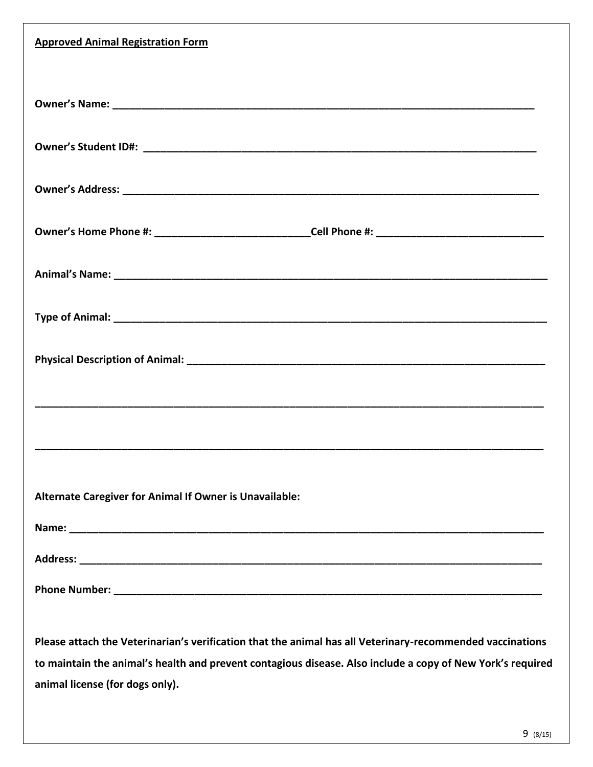**Approved Animal Registration Form**

**Owner's Name:** ___________________________________________________________________________

**Owner's Student ID#:** ______________________________________________________________________

**Owner's Address:** __________________________________________________________________________

**Owner's Home Phone #:** ___________________________**Cell Phone #:** _____________________________

**Animal's Name:** _____________________________________________________________________________

**Type of Animal:** _____________________________________________________________________________

**Physical Description of Animal:** _________________________________________________________________

___________________________________________________________________________________________

___________________________________________________________________________________________

**Alternate Caregiver for Animal If Owner is Unavailable:**

**Name:** ___________________________________________________________________________________

**Address:** _________________________________________________________________________________

**Phone Number:** ____________________________________________________________________________

**Please attach the Veterinarian's verification that the animal has all Veterinary-recommended vaccinations to maintain the animal's health and prevent contagious disease. Also include a copy of New York's required animal license (for dogs only).**

(8/15)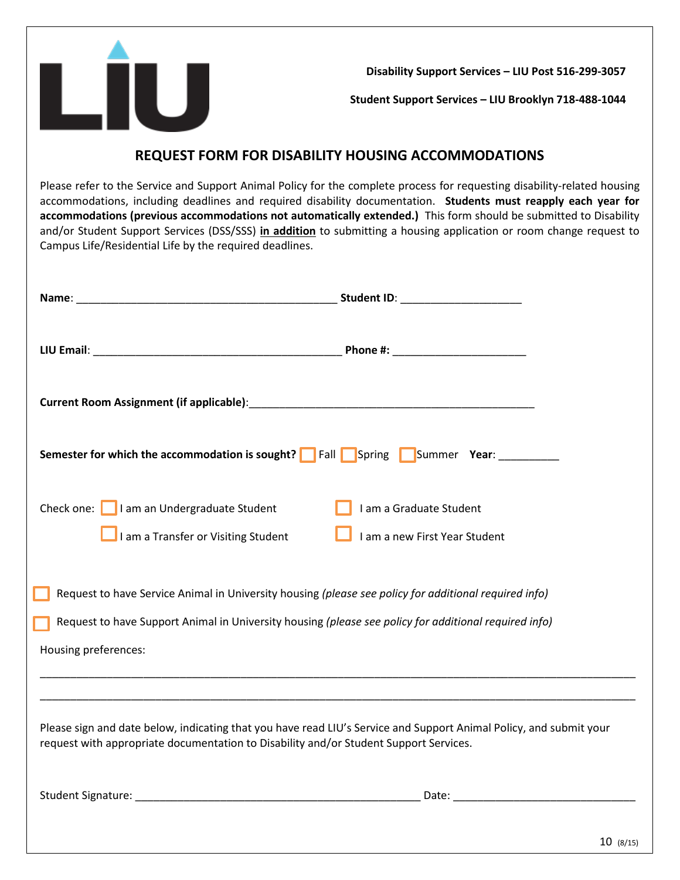Disability Support Services – LIU Post 516-299-3057

Student Support Services – LIU Brooklyn 718-488-1044

## REQUEST FORM FOR DISABILITY HOUSING ACCOMMODATIONS

Please refer to the Service and Support Animal Policy for the complete process for requesting disability-related housing accommodations, including deadlines and required disability documentation. **Students must reapply each year for accommodations (previous accommodations not automatically extended.)** This form should be submitted to Disability and/or Student Support Services (DSS/SSS) **in addition** to submitting a housing application or room change request to Campus Life/Residential Life by the required deadlines.

**Name**: ____________________________________________ **Student ID**: ____________________

**LIU Email**: __________________________________________ **Phone #:** ______________________

**Current Room Assignment (if applicable)**:________________________________________________

**Semester for which the accommodation is sought?** ☐ Fall ☐ Spring ☐ Summer **Year**: __________

Check one: ☐ I am an Undergraduate Student ☐ I am a Graduate Student

☐ I am a Transfer or Visiting Student ☐ I am a new First Year Student

☐ Request to have Service Animal in University housing *(please see policy for additional required info)*

☐ Request to have Support Animal in University housing *(please see policy for additional required info)*

Housing preferences:

____________________________________________________________________________________________

____________________________________________________________________________________________

Please sign and date below, indicating that you have read LIU's Service and Support Animal Policy, and submit your request with appropriate documentation to Disability and/or Student Support Services.

Student Signature: ________________________________________________ Date: ______________________________

(8/15)